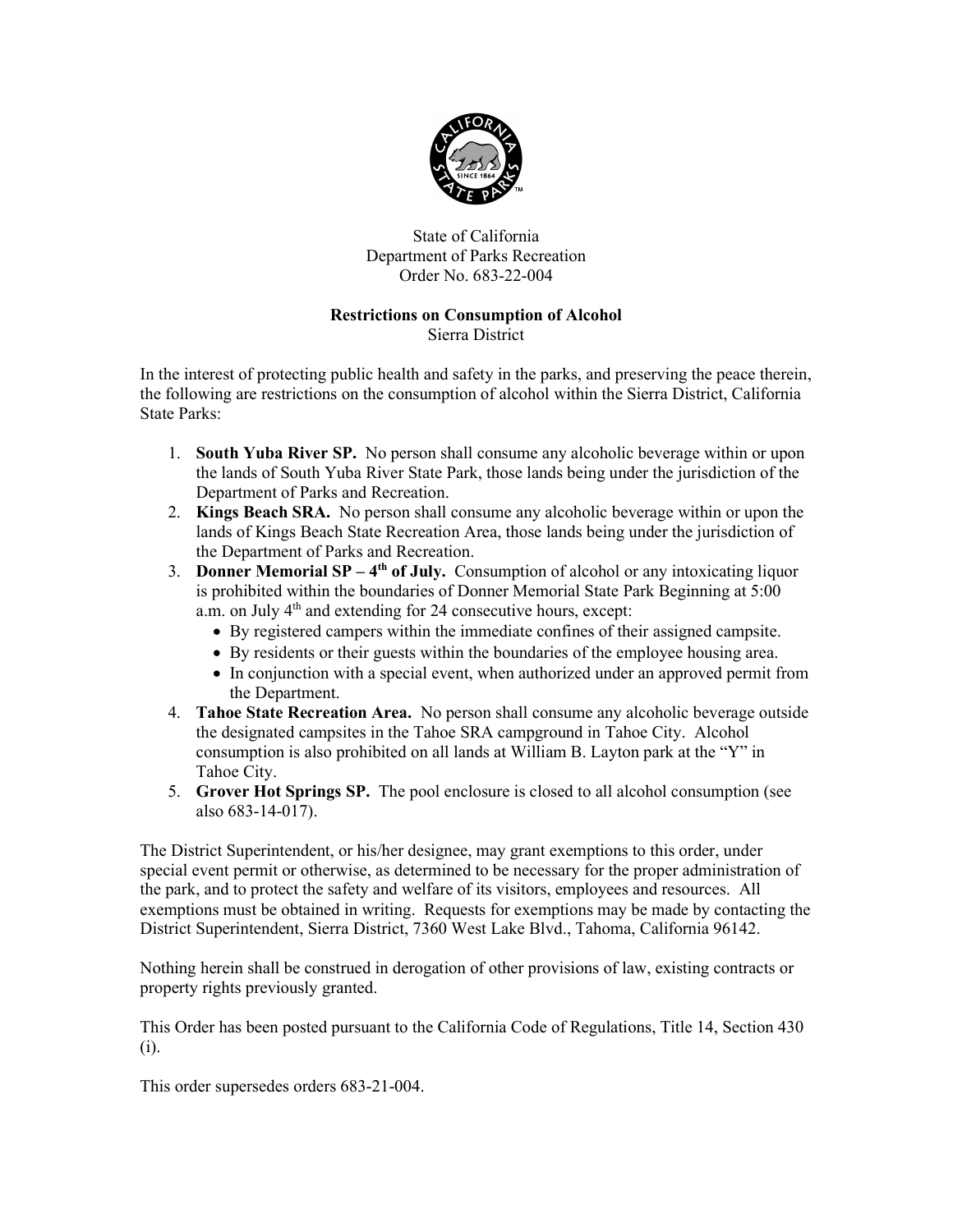State of California
Department of Parks Recreation
Order No. 683-22-004

**Restrictions on Consumption of Alcohol**
Sierra District

In the interest of protecting public health and safety in the parks, and preserving the peace therein, the following are restrictions on the consumption of alcohol within the Sierra District, California State Parks:

1. **South Yuba River SP.** No person shall consume any alcoholic beverage within or upon the lands of South Yuba River State Park, those lands being under the jurisdiction of the Department of Parks and Recreation.
2. **Kings Beach SRA.** No person shall consume any alcoholic beverage within or upon the lands of Kings Beach State Recreation Area, those lands being under the jurisdiction of the Department of Parks and Recreation.
3. **Donner Memorial SP – 4th of July.** Consumption of alcohol or any intoxicating liquor is prohibited within the boundaries of Donner Memorial State Park Beginning at 5:00 a.m. on July 4th and extending for 24 consecutive hours, except:
   - By registered campers within the immediate confines of their assigned campsite.
   - By residents or their guests within the boundaries of the employee housing area.
   - In conjunction with a special event, when authorized under an approved permit from the Department.
4. **Tahoe State Recreation Area.** No person shall consume any alcoholic beverage outside the designated campsites in the Tahoe SRA campground in Tahoe City. Alcohol consumption is also prohibited on all lands at William B. Layton park at the "Y" in Tahoe City.
5. **Grover Hot Springs SP.** The pool enclosure is closed to all alcohol consumption (see also 683-14-017).

The District Superintendent, or his/her designee, may grant exemptions to this order, under special event permit or otherwise, as determined to be necessary for the proper administration of the park, and to protect the safety and welfare of its visitors, employees and resources. All exemptions must be obtained in writing. Requests for exemptions may be made by contacting the District Superintendent, Sierra District, 7360 West Lake Blvd., Tahoma, California 96142.

Nothing herein shall be construed in derogation of other provisions of law, existing contracts or property rights previously granted.

This Order has been posted pursuant to the California Code of Regulations, Title 14, Section 430 (i).

This order supersedes orders 683-21-004.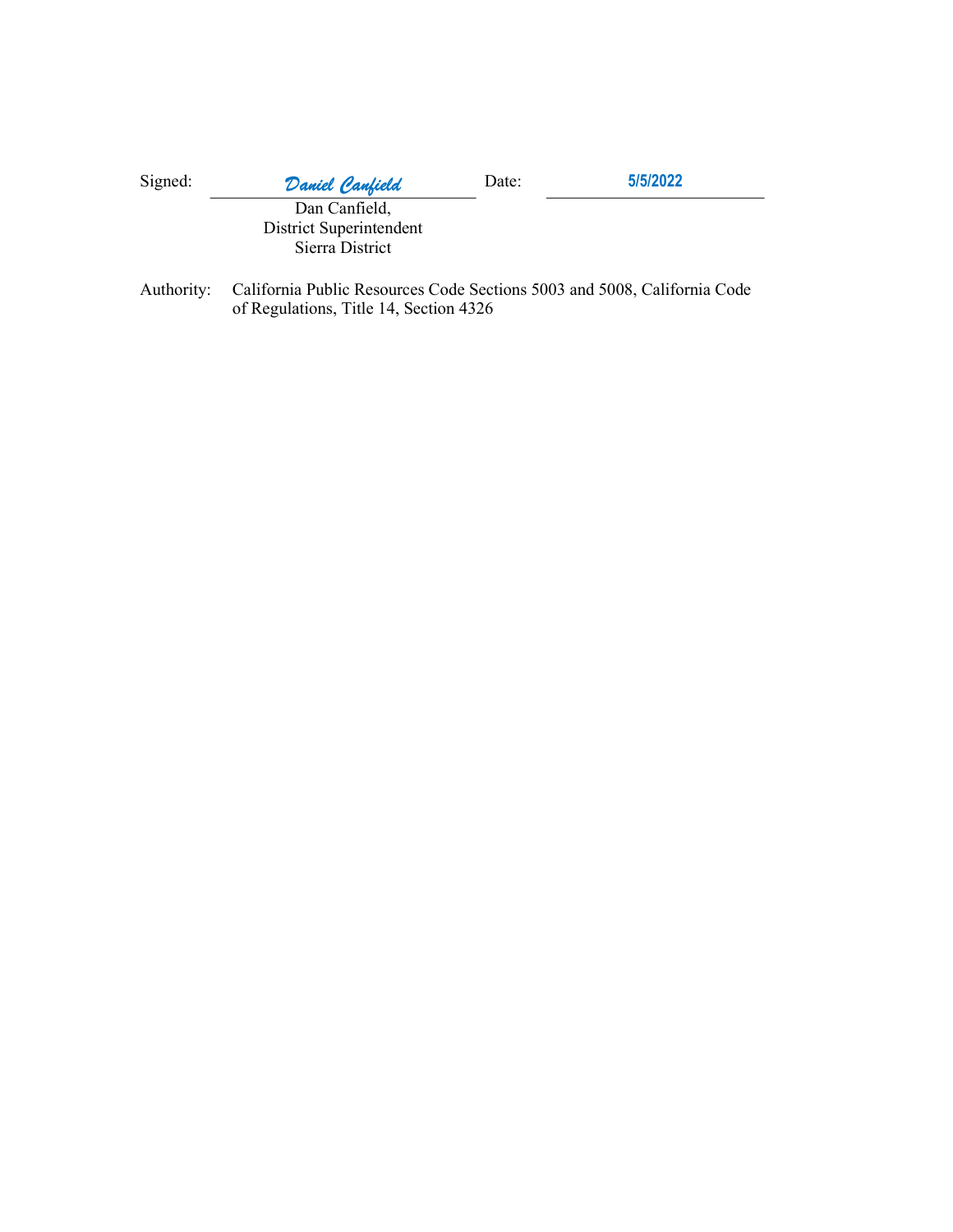Signed: *Daniel Canfield* Date: **5/5/2022**

Dan Canfield,
District Superintendent
Sierra District

Authority: California Public Resources Code Sections 5003 and 5008, California Code of Regulations, Title 14, Section 4326